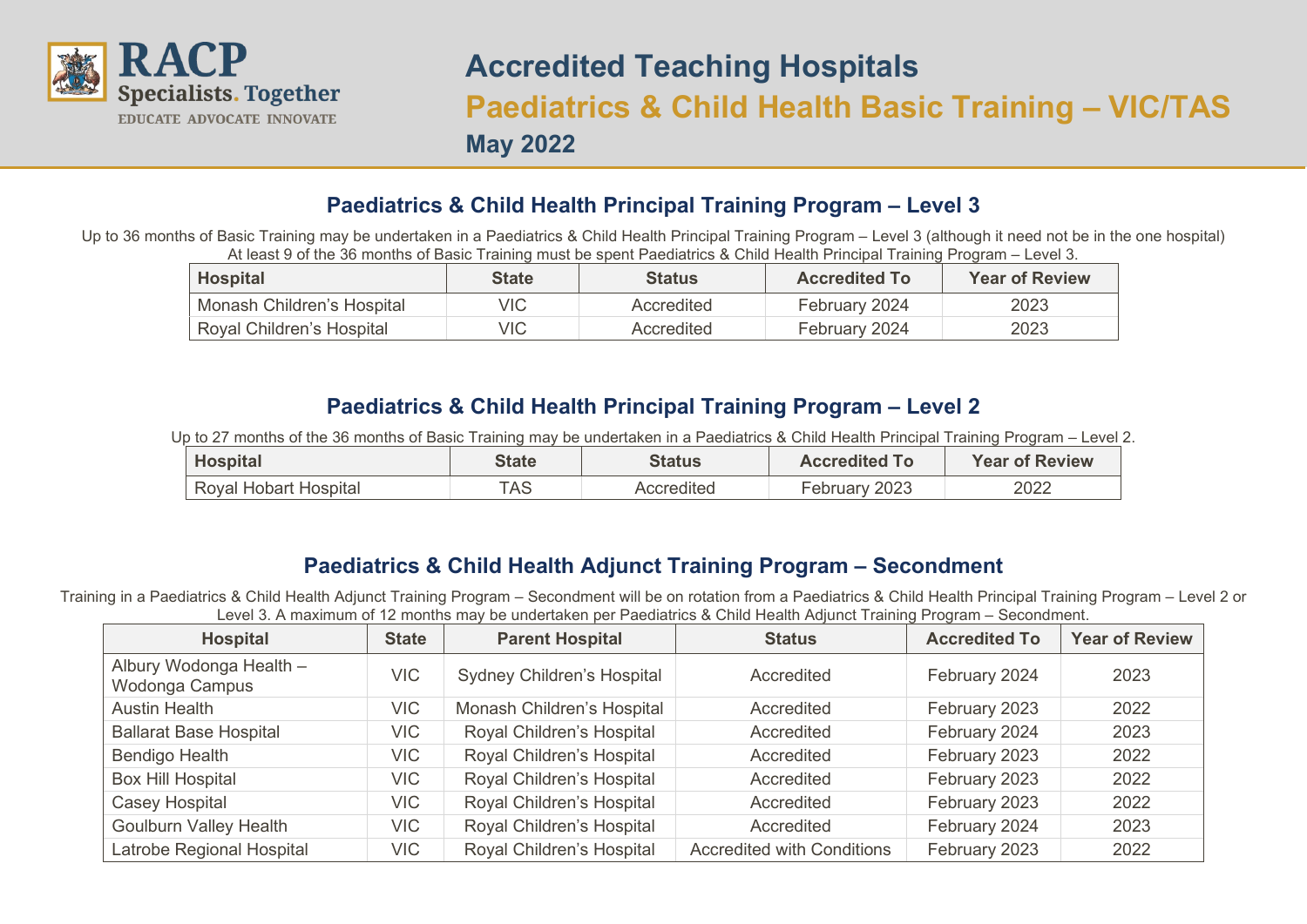RACP
Specialists. Together
EDUCATE ADVOCATE INNOVATE

# Accredited Teaching Hospitals
# Paediatrics & Child Health Basic Training – VIC/TAS
## May 2022

## Paediatrics & Child Health Principal Training Program – Level 3

Up to 36 months of Basic Training may be undertaken in a Paediatrics & Child Health Principal Training Program – Level 3 (although it need not be in the one hospital) At least 9 of the 36 months of Basic Training must be spent Paediatrics & Child Health Principal Training Program – Level 3.

| Hospital | State | Status | Accredited To | Year of Review |
|---|---|---|---|---|
| Monash Children's Hospital | VIC | Accredited | February 2024 | 2023 |
| Royal Children's Hospital | VIC | Accredited | February 2024 | 2023 |

## Paediatrics & Child Health Principal Training Program – Level 2

Up to 27 months of the 36 months of Basic Training may be undertaken in a Paediatrics & Child Health Principal Training Program – Level 2.

| Hospital | State | Status | Accredited To | Year of Review |
|---|---|---|---|---|
| Royal Hobart Hospital | TAS | Accredited | February 2023 | 2022 |

## Paediatrics & Child Health Adjunct Training Program – Secondment

Training in a Paediatrics & Child Health Adjunct Training Program – Secondment will be on rotation from a Paediatrics & Child Health Principal Training Program – Level 2 or Level 3. A maximum of 12 months may be undertaken per Paediatrics & Child Health Adjunct Training Program – Secondment.

| Hospital | State | Parent Hospital | Status | Accredited To | Year of Review |
|---|---|---|---|---|---|
| Albury Wodonga Health – Wodonga Campus | VIC | Sydney Children's Hospital | Accredited | February 2024 | 2023 |
| Austin Health | VIC | Monash Children's Hospital | Accredited | February 2023 | 2022 |
| Ballarat Base Hospital | VIC | Royal Children's Hospital | Accredited | February 2024 | 2023 |
| Bendigo Health | VIC | Royal Children's Hospital | Accredited | February 2023 | 2022 |
| Box Hill Hospital | VIC | Royal Children's Hospital | Accredited | February 2023 | 2022 |
| Casey Hospital | VIC | Royal Children's Hospital | Accredited | February 2023 | 2022 |
| Goulburn Valley Health | VIC | Royal Children's Hospital | Accredited | February 2024 | 2023 |
| Latrobe Regional Hospital | VIC | Royal Children's Hospital | Accredited with Conditions | February 2023 | 2022 |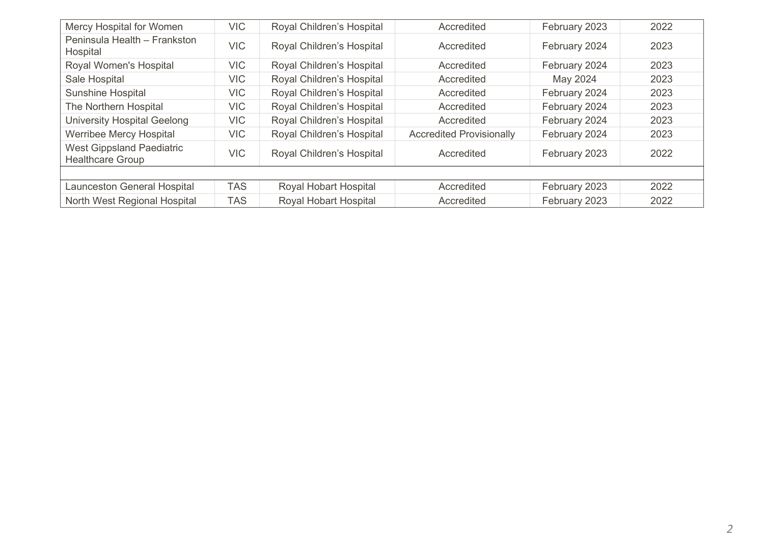| | | | | | |
|---|---|---|---|---|---|
| Mercy Hospital for Women | VIC | Royal Children's Hospital | Accredited | February 2023 | 2022 |
| Peninsula Health – Frankston Hospital | VIC | Royal Children's Hospital | Accredited | February 2024 | 2023 |
| Royal Women's Hospital | VIC | Royal Children's Hospital | Accredited | February 2024 | 2023 |
| Sale Hospital | VIC | Royal Children's Hospital | Accredited | May 2024 | 2023 |
| Sunshine Hospital | VIC | Royal Children's Hospital | Accredited | February 2024 | 2023 |
| The Northern Hospital | VIC | Royal Children's Hospital | Accredited | February 2024 | 2023 |
| University Hospital Geelong | VIC | Royal Children's Hospital | Accredited | February 2024 | 2023 |
| Werribee Mercy Hospital | VIC | Royal Children's Hospital | Accredited Provisionally | February 2024 | 2023 |
| West Gippsland Paediatric Healthcare Group | VIC | Royal Children's Hospital | Accredited | February 2023 | 2022 |
| | | | | | |
| Launceston General Hospital | TAS | Royal Hobart Hospital | Accredited | February 2023 | 2022 |
| North West Regional Hospital | TAS | Royal Hobart Hospital | Accredited | February 2023 | 2022 |